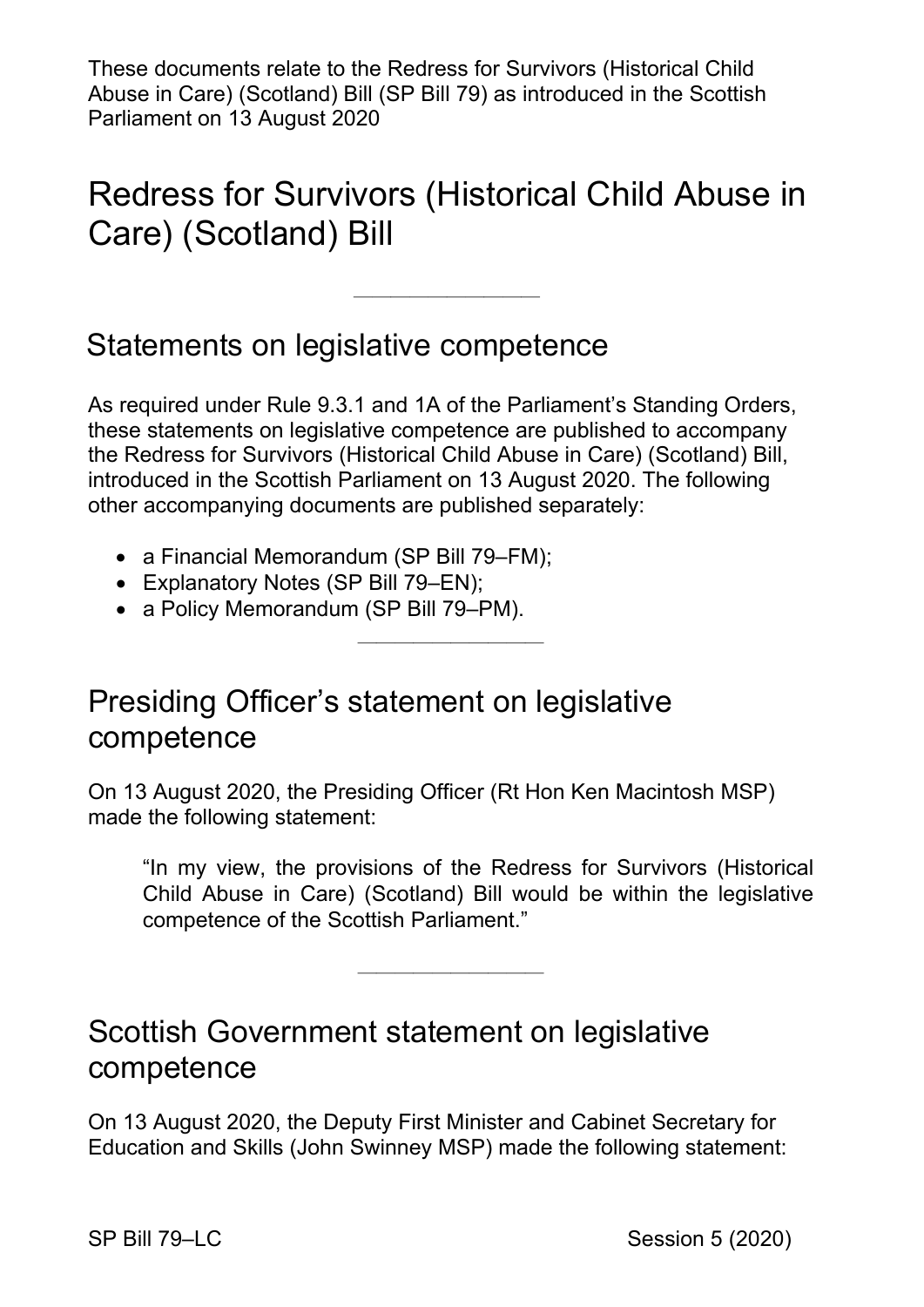These documents relate to the Redress for Survivors (Historical Child Abuse in Care) (Scotland) Bill (SP Bill 79) as introduced in the Scottish Parliament on 13 August 2020

# Redress for Survivors (Historical Child Abuse in Care) (Scotland) Bill

---

## Statements on legislative competence

As required under Rule 9.3.1 and 1A of the Parliament's Standing Orders, these statements on legislative competence are published to accompany the Redress for Survivors (Historical Child Abuse in Care) (Scotland) Bill, introduced in the Scottish Parliament on 13 August 2020. The following other accompanying documents are published separately:

- a Financial Memorandum (SP Bill 79–FM);
- Explanatory Notes (SP Bill 79–EN);
- a Policy Memorandum (SP Bill 79–PM).

---

## Presiding Officer's statement on legislative competence

On 13 August 2020, the Presiding Officer (Rt Hon Ken Macintosh MSP) made the following statement:

> "In my view, the provisions of the Redress for Survivors (Historical Child Abuse in Care) (Scotland) Bill would be within the legislative competence of the Scottish Parliament."

---

## Scottish Government statement on legislative competence

On 13 August 2020, the Deputy First Minister and Cabinet Secretary for Education and Skills (John Swinney MSP) made the following statement:

SP Bill 79–LC Session 5 (2020)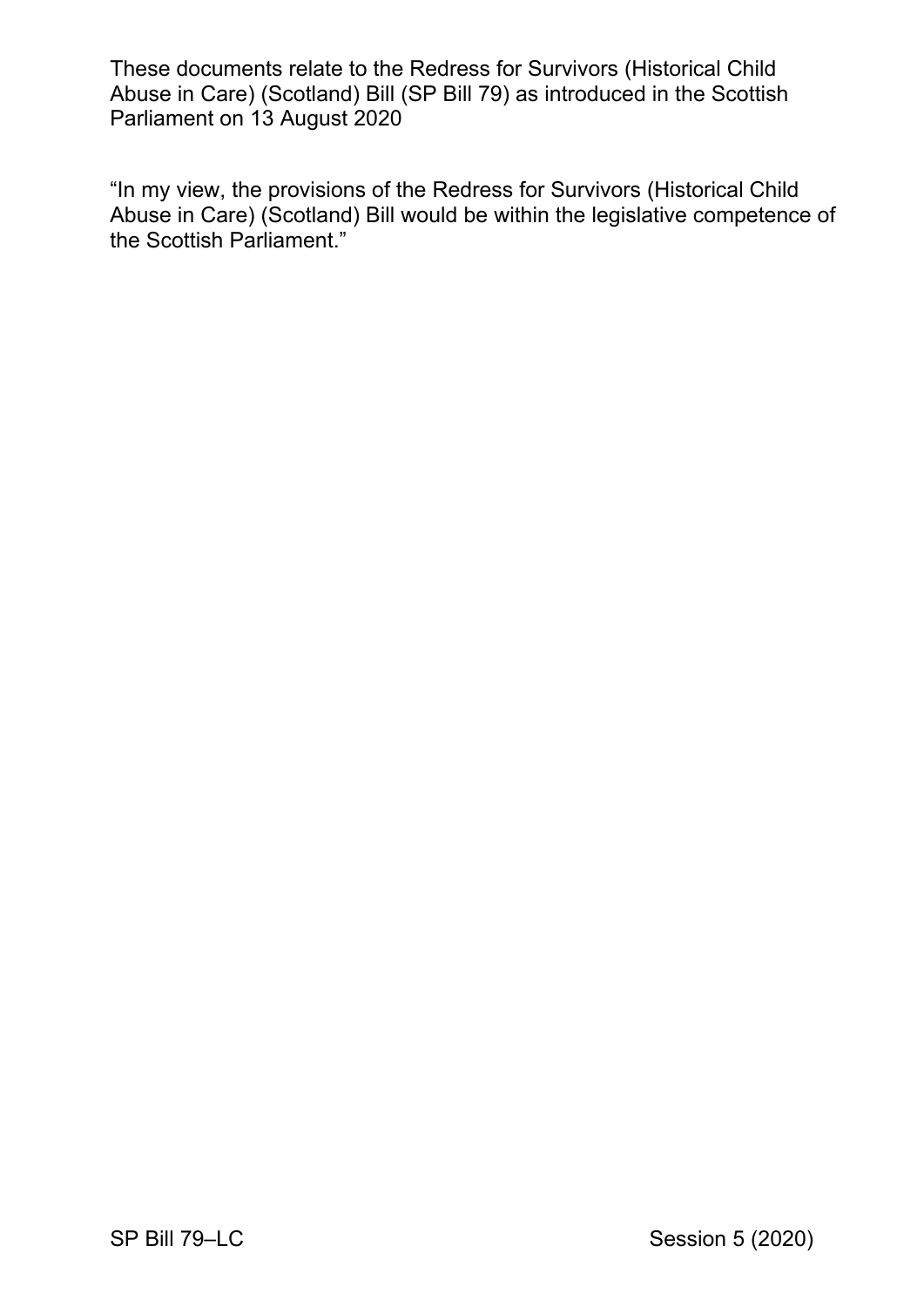These documents relate to the Redress for Survivors (Historical Child Abuse in Care) (Scotland) Bill (SP Bill 79) as introduced in the Scottish Parliament on 13 August 2020

"In my view, the provisions of the Redress for Survivors (Historical Child Abuse in Care) (Scotland) Bill would be within the legislative competence of the Scottish Parliament."

SP Bill 79–LC Session 5 (2020)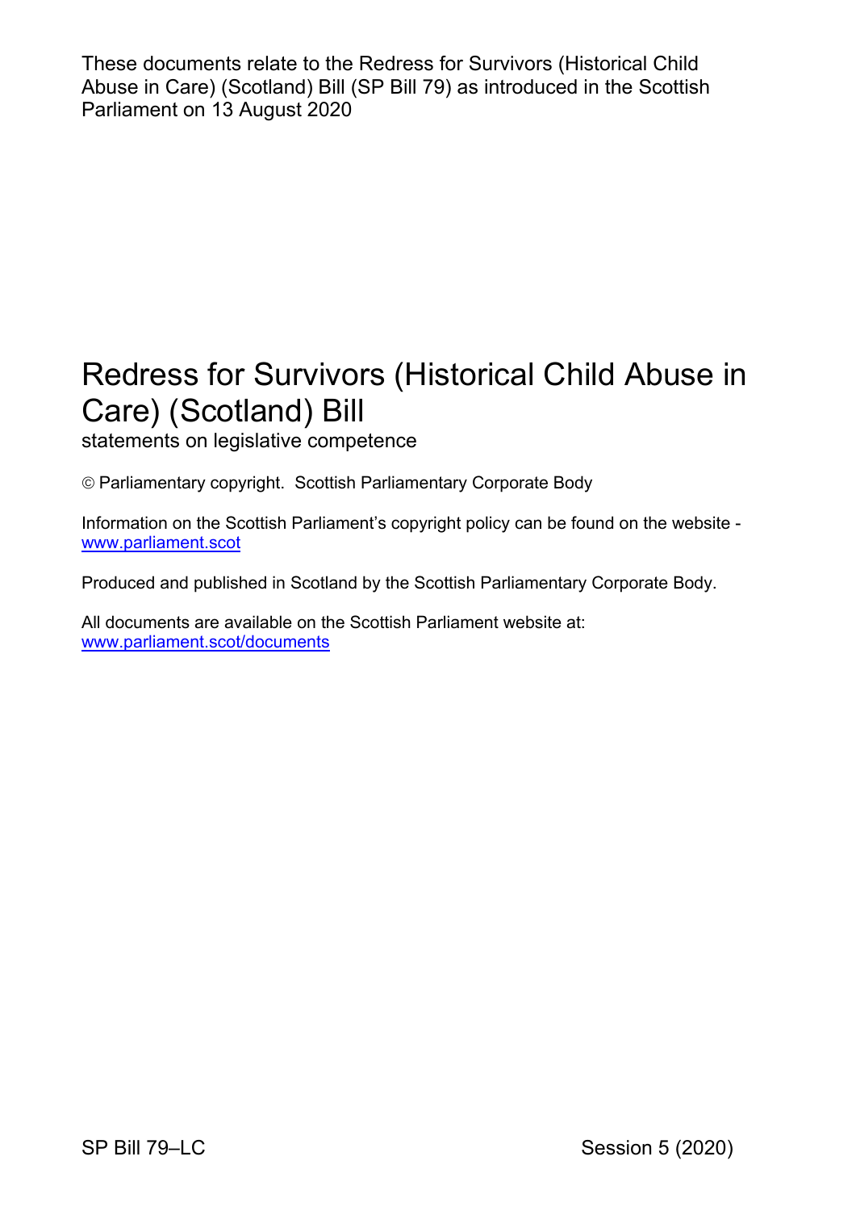These documents relate to the Redress for Survivors (Historical Child Abuse in Care) (Scotland) Bill (SP Bill 79) as introduced in the Scottish Parliament on 13 August 2020

# Redress for Survivors (Historical Child Abuse in Care) (Scotland) Bill

statements on legislative competence

© Parliamentary copyright. Scottish Parliamentary Corporate Body

Information on the Scottish Parliament's copyright policy can be found on the website - www.parliament.scot

Produced and published in Scotland by the Scottish Parliamentary Corporate Body.

All documents are available on the Scottish Parliament website at: www.parliament.scot/documents

SP Bill 79–LC

Session 5 (2020)